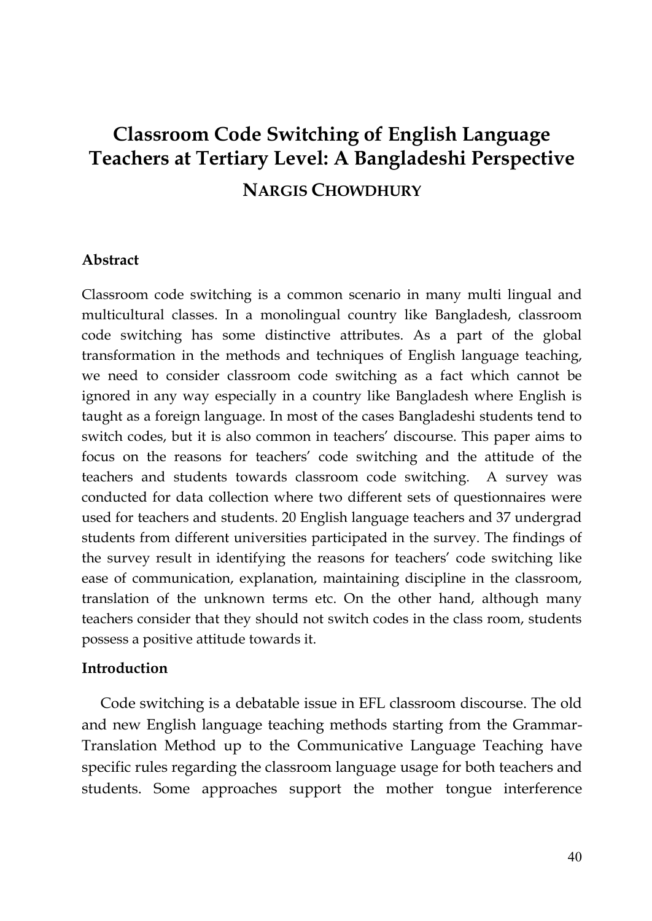# Classroom Code Switching of English Language Teachers at Tertiary Level: A Bangladeshi Perspective

## NARGIS CHOWDHURY

### Abstract

Classroom code switching is a common scenario in many multi lingual and multicultural classes. In a monolingual country like Bangladesh, classroom code switching has some distinctive attributes. As a part of the global transformation in the methods and techniques of English language teaching, we need to consider classroom code switching as a fact which cannot be ignored in any way especially in a country like Bangladesh where English is taught as a foreign language. In most of the cases Bangladeshi students tend to switch codes, but it is also common in teachers' discourse. This paper aims to focus on the reasons for teachers' code switching and the attitude of the teachers and students towards classroom code switching. A survey was conducted for data collection where two different sets of questionnaires were used for teachers and students. 20 English language teachers and 37 undergrad students from different universities participated in the survey. The findings of the survey result in identifying the reasons for teachers' code switching like ease of communication, explanation, maintaining discipline in the classroom, translation of the unknown terms etc. On the other hand, although many teachers consider that they should not switch codes in the class room, students possess a positive attitude towards it.

### Introduction

Code switching is a debatable issue in EFL classroom discourse. The old and new English language teaching methods starting from the Grammar-Translation Method up to the Communicative Language Teaching have specific rules regarding the classroom language usage for both teachers and students. Some approaches support the mother tongue interference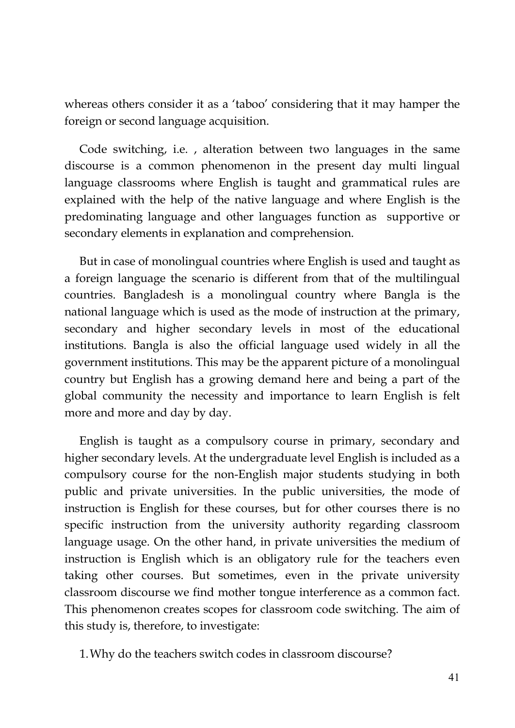whereas others consider it as a 'taboo' considering that it may hamper the foreign or second language acquisition.

Code switching, i.e. , alteration between two languages in the same discourse is a common phenomenon in the present day multi lingual language classrooms where English is taught and grammatical rules are explained with the help of the native language and where English is the predominating language and other languages function as supportive or secondary elements in explanation and comprehension.

But in case of monolingual countries where English is used and taught as a foreign language the scenario is different from that of the multilingual countries. Bangladesh is a monolingual country where Bangla is the national language which is used as the mode of instruction at the primary, secondary and higher secondary levels in most of the educational institutions. Bangla is also the official language used widely in all the government institutions. This may be the apparent picture of a monolingual country but English has a growing demand here and being a part of the global community the necessity and importance to learn English is felt more and more and day by day.

English is taught as a compulsory course in primary, secondary and higher secondary levels. At the undergraduate level English is included as a compulsory course for the non-English major students studying in both public and private universities. In the public universities, the mode of instruction is English for these courses, but for other courses there is no specific instruction from the university authority regarding classroom language usage. On the other hand, in private universities the medium of instruction is English which is an obligatory rule for the teachers even taking other courses. But sometimes, even in the private university classroom discourse we find mother tongue interference as a common fact. This phenomenon creates scopes for classroom code switching. The aim of this study is, therefore, to investigate:

1. Why do the teachers switch codes in classroom discourse?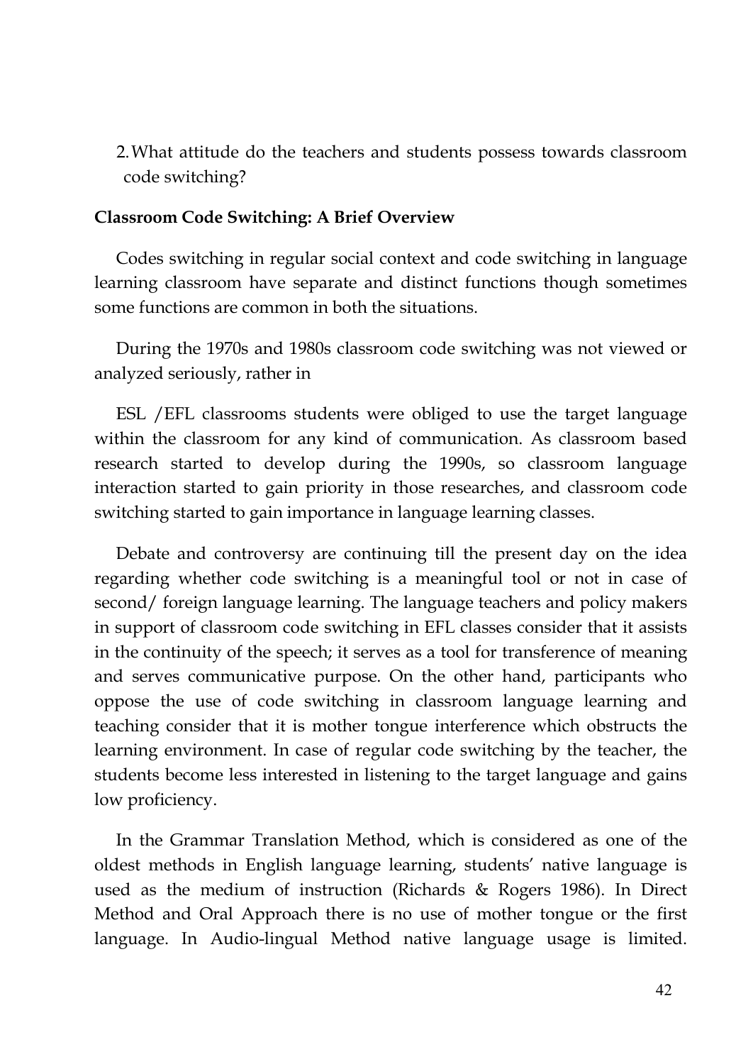2. What attitude do the teachers and students possess towards classroom code switching?

**Classroom Code Switching: A Brief Overview**

Codes switching in regular social context and code switching in language learning classroom have separate and distinct functions though sometimes some functions are common in both the situations.

During the 1970s and 1980s classroom code switching was not viewed or analyzed seriously, rather in

ESL /EFL classrooms students were obliged to use the target language within the classroom for any kind of communication. As classroom based research started to develop during the 1990s, so classroom language interaction started to gain priority in those researches, and classroom code switching started to gain importance in language learning classes.

Debate and controversy are continuing till the present day on the idea regarding whether code switching is a meaningful tool or not in case of second/ foreign language learning. The language teachers and policy makers in support of classroom code switching in EFL classes consider that it assists in the continuity of the speech; it serves as a tool for transference of meaning and serves communicative purpose. On the other hand, participants who oppose the use of code switching in classroom language learning and teaching consider that it is mother tongue interference which obstructs the learning environment. In case of regular code switching by the teacher, the students become less interested in listening to the target language and gains low proficiency.

In the Grammar Translation Method, which is considered as one of the oldest methods in English language learning, students' native language is used as the medium of instruction (Richards & Rogers 1986). In Direct Method and Oral Approach there is no use of mother tongue or the first language. In Audio-lingual Method native language usage is limited.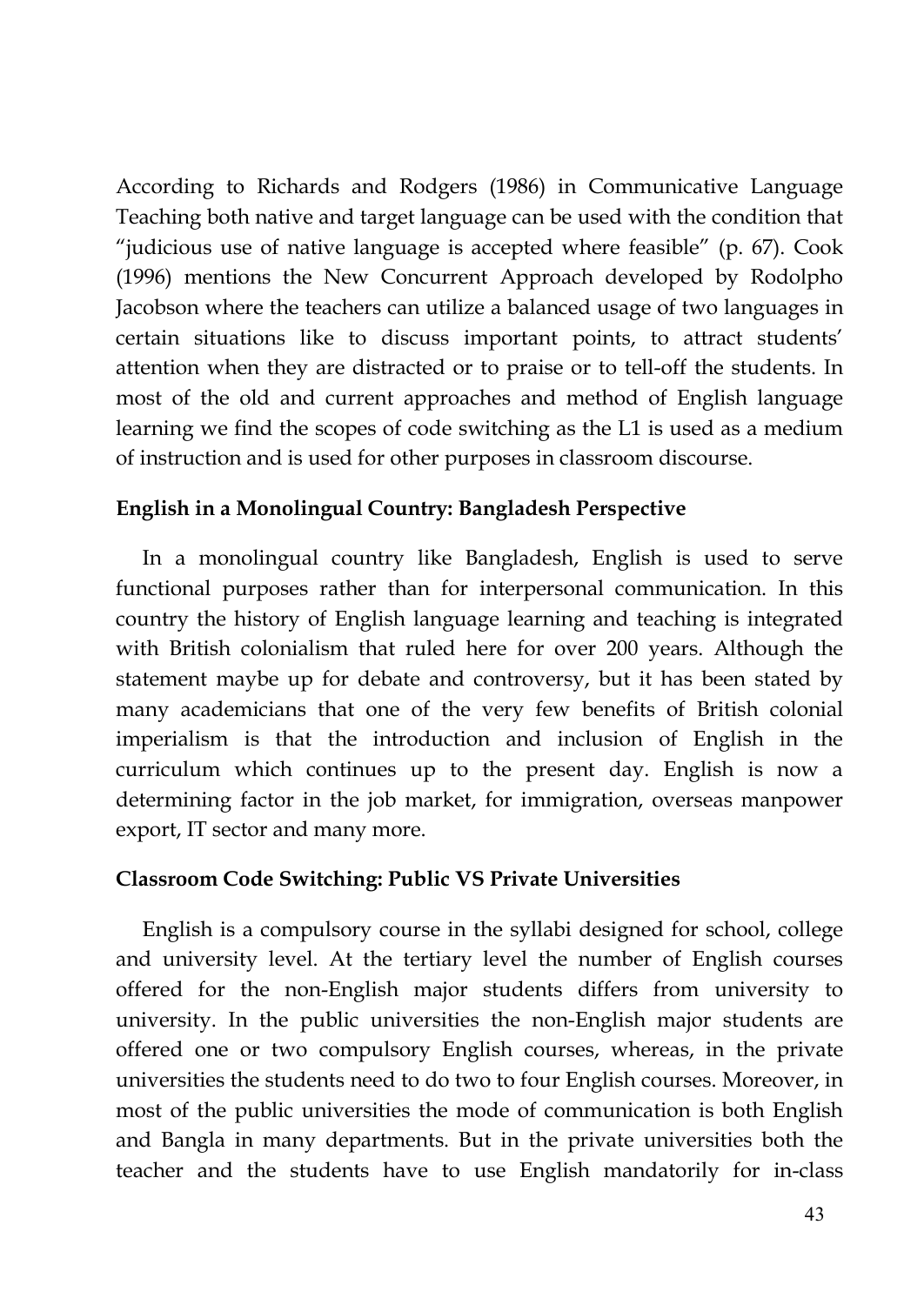According to Richards and Rodgers (1986) in Communicative Language Teaching both native and target language can be used with the condition that "judicious use of native language is accepted where feasible" (p. 67). Cook (1996) mentions the New Concurrent Approach developed by Rodolpho Jacobson where the teachers can utilize a balanced usage of two languages in certain situations like to discuss important points, to attract students' attention when they are distracted or to praise or to tell-off the students. In most of the old and current approaches and method of English language learning we find the scopes of code switching as the L1 is used as a medium of instruction and is used for other purposes in classroom discourse.

**English in a Monolingual Country: Bangladesh Perspective**

In a monolingual country like Bangladesh, English is used to serve functional purposes rather than for interpersonal communication. In this country the history of English language learning and teaching is integrated with British colonialism that ruled here for over 200 years. Although the statement maybe up for debate and controversy, but it has been stated by many academicians that one of the very few benefits of British colonial imperialism is that the introduction and inclusion of English in the curriculum which continues up to the present day. English is now a determining factor in the job market, for immigration, overseas manpower export, IT sector and many more.

**Classroom Code Switching: Public VS Private Universities**

English is a compulsory course in the syllabi designed for school, college and university level. At the tertiary level the number of English courses offered for the non-English major students differs from university to university. In the public universities the non-English major students are offered one or two compulsory English courses, whereas, in the private universities the students need to do two to four English courses. Moreover, in most of the public universities the mode of communication is both English and Bangla in many departments. But in the private universities both the teacher and the students have to use English mandatorily for in-class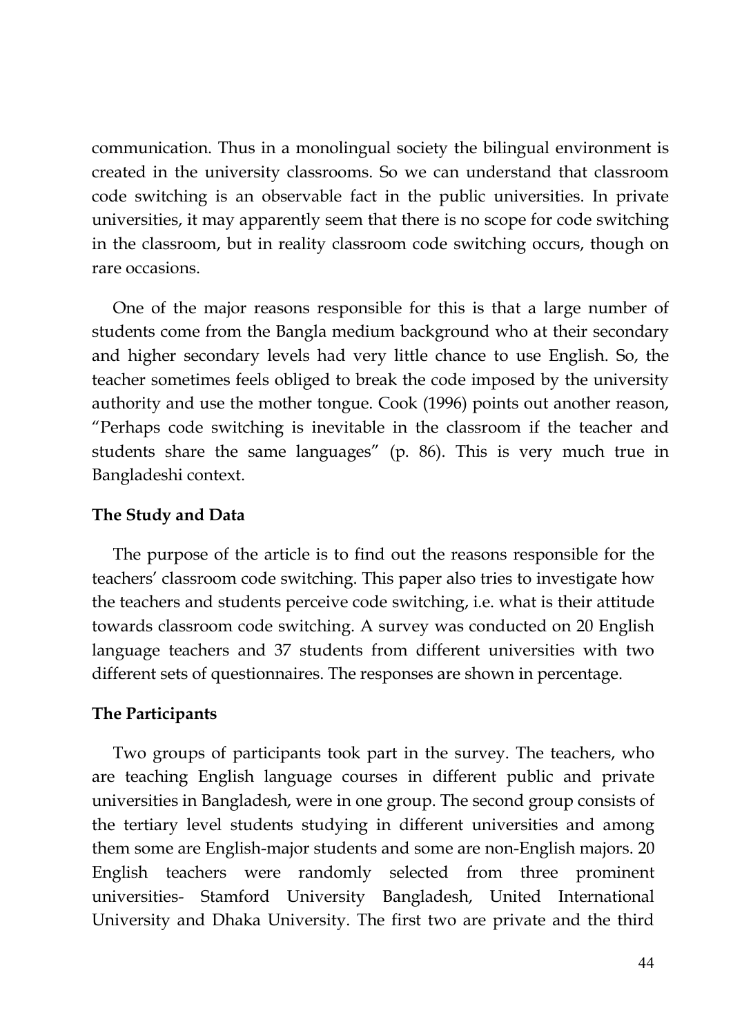communication. Thus in a monolingual society the bilingual environment is created in the university classrooms. So we can understand that classroom code switching is an observable fact in the public universities. In private universities, it may apparently seem that there is no scope for code switching in the classroom, but in reality classroom code switching occurs, though on rare occasions.

One of the major reasons responsible for this is that a large number of students come from the Bangla medium background who at their secondary and higher secondary levels had very little chance to use English. So, the teacher sometimes feels obliged to break the code imposed by the university authority and use the mother tongue. Cook (1996) points out another reason, "Perhaps code switching is inevitable in the classroom if the teacher and students share the same languages" (p. 86). This is very much true in Bangladeshi context.

**The Study and Data**

The purpose of the article is to find out the reasons responsible for the teachers' classroom code switching. This paper also tries to investigate how the teachers and students perceive code switching, i.e. what is their attitude towards classroom code switching. A survey was conducted on 20 English language teachers and 37 students from different universities with two different sets of questionnaires. The responses are shown in percentage.

**The Participants**

Two groups of participants took part in the survey. The teachers, who are teaching English language courses in different public and private universities in Bangladesh, were in one group. The second group consists of the tertiary level students studying in different universities and among them some are English-major students and some are non-English majors. 20 English teachers were randomly selected from three prominent universities- Stamford University Bangladesh, United International University and Dhaka University. The first two are private and the third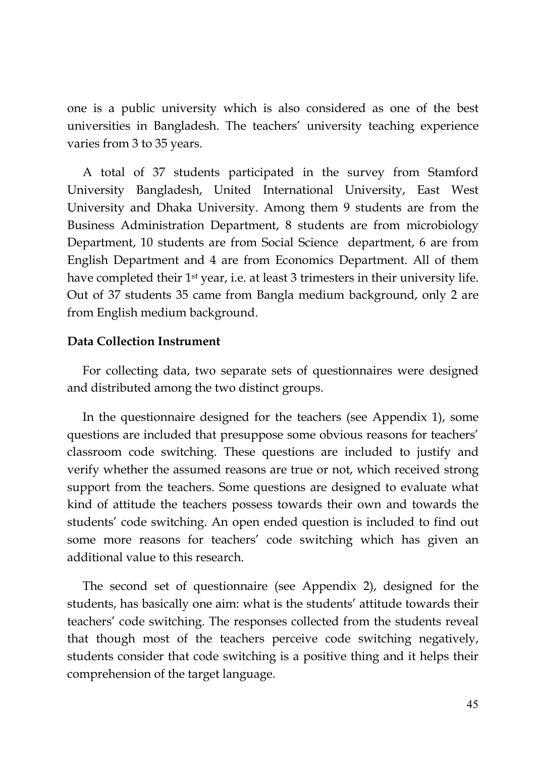one is a public university which is also considered as one of the best universities in Bangladesh. The teachers' university teaching experience varies from 3 to 35 years.

A total of 37 students participated in the survey from Stamford University Bangladesh, United International University, East West University and Dhaka University. Among them 9 students are from the Business Administration Department, 8 students are from microbiology Department, 10 students are from Social Science department, 6 are from English Department and 4 are from Economics Department. All of them have completed their 1st year, i.e. at least 3 trimesters in their university life. Out of 37 students 35 came from Bangla medium background, only 2 are from English medium background.

**Data Collection Instrument**

For collecting data, two separate sets of questionnaires were designed and distributed among the two distinct groups.

In the questionnaire designed for the teachers (see Appendix 1), some questions are included that presuppose some obvious reasons for teachers' classroom code switching. These questions are included to justify and verify whether the assumed reasons are true or not, which received strong support from the teachers. Some questions are designed to evaluate what kind of attitude the teachers possess towards their own and towards the students' code switching. An open ended question is included to find out some more reasons for teachers' code switching which has given an additional value to this research.

The second set of questionnaire (see Appendix 2), designed for the students, has basically one aim: what is the students' attitude towards their teachers' code switching. The responses collected from the students reveal that though most of the teachers perceive code switching negatively, students consider that code switching is a positive thing and it helps their comprehension of the target language.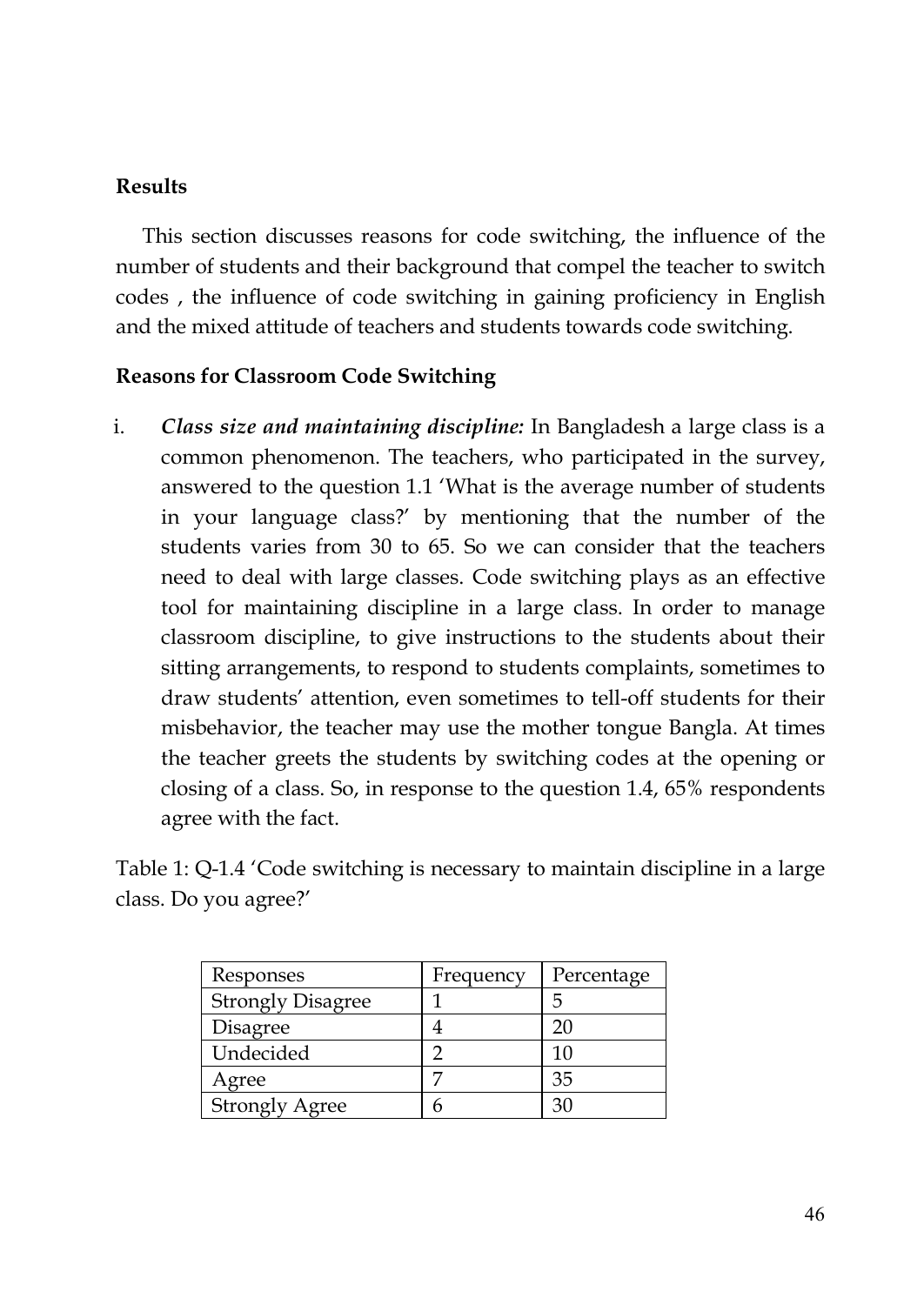## Results

This section discusses reasons for code switching, the influence of the number of students and their background that compel the teacher to switch codes , the influence of code switching in gaining proficiency in English and the mixed attitude of teachers and students towards code switching.

### Reasons for Classroom Code Switching

i. ***Class size and maintaining discipline:*** In Bangladesh a large class is a common phenomenon. The teachers, who participated in the survey, answered to the question 1.1 'What is the average number of students in your language class?' by mentioning that the number of the students varies from 30 to 65. So we can consider that the teachers need to deal with large classes. Code switching plays as an effective tool for maintaining discipline in a large class. In order to manage classroom discipline, to give instructions to the students about their sitting arrangements, to respond to students complaints, sometimes to draw students' attention, even sometimes to tell-off students for their misbehavior, the teacher may use the mother tongue Bangla. At times the teacher greets the students by switching codes at the opening or closing of a class. So, in response to the question 1.4, 65% respondents agree with the fact.

Table 1: Q-1.4 'Code switching is necessary to maintain discipline in a large class. Do you agree?'

| Responses | Frequency | Percentage |
|---|---|---|
| Strongly Disagree | 1 | 5 |
| Disagree | 4 | 20 |
| Undecided | 2 | 10 |
| Agree | 7 | 35 |
| Strongly Agree | 6 | 30 |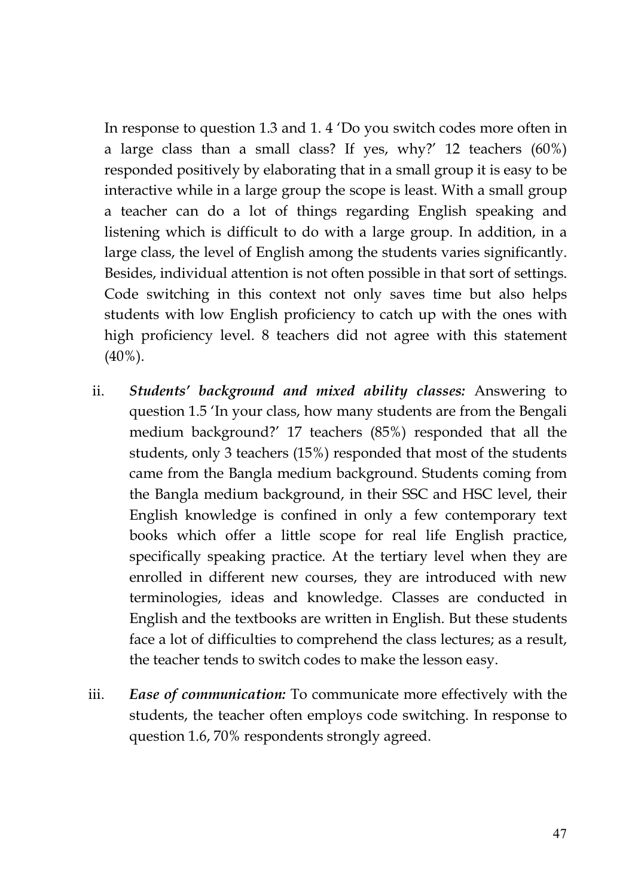In response to question 1.3 and 1. 4 'Do you switch codes more often in a large class than a small class? If yes, why?' 12 teachers (60%) responded positively by elaborating that in a small group it is easy to be interactive while in a large group the scope is least. With a small group a teacher can do a lot of things regarding English speaking and listening which is difficult to do with a large group. In addition, in a large class, the level of English among the students varies significantly. Besides, individual attention is not often possible in that sort of settings. Code switching in this context not only saves time but also helps students with low English proficiency to catch up with the ones with high proficiency level. 8 teachers did not agree with this statement (40%).

ii. ***Students' background and mixed ability classes:*** Answering to question 1.5 'In your class, how many students are from the Bengali medium background?' 17 teachers (85%) responded that all the students, only 3 teachers (15%) responded that most of the students came from the Bangla medium background. Students coming from the Bangla medium background, in their SSC and HSC level, their English knowledge is confined in only a few contemporary text books which offer a little scope for real life English practice, specifically speaking practice. At the tertiary level when they are enrolled in different new courses, they are introduced with new terminologies, ideas and knowledge. Classes are conducted in English and the textbooks are written in English. But these students face a lot of difficulties to comprehend the class lectures; as a result, the teacher tends to switch codes to make the lesson easy.

iii. ***Ease of communication:*** To communicate more effectively with the students, the teacher often employs code switching. In response to question 1.6, 70% respondents strongly agreed.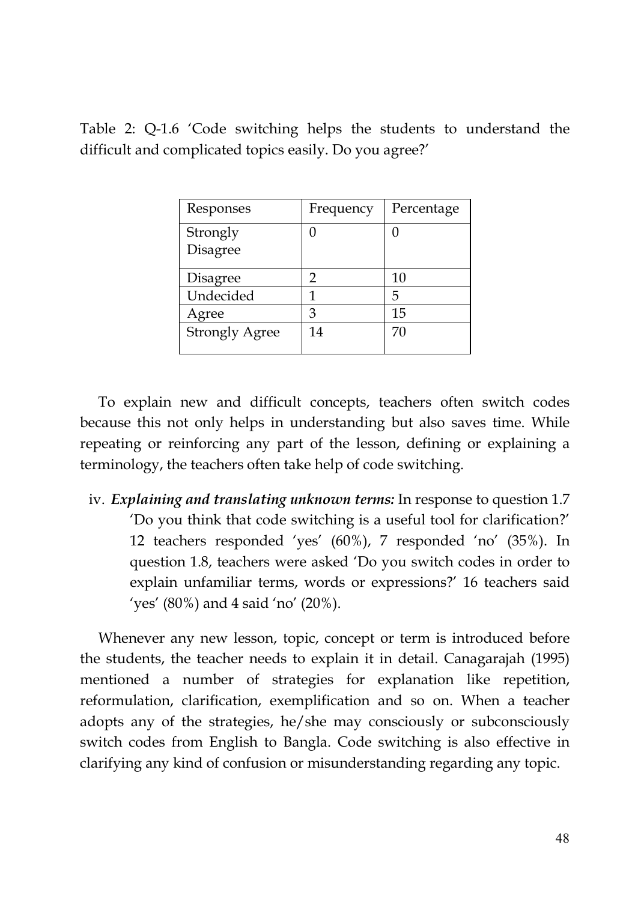Table 2: Q-1.6 'Code switching helps the students to understand the difficult and complicated topics easily. Do you agree?'

| Responses | Frequency | Percentage |
|---|---|---|
| Strongly Disagree | 0 | 0 |
| Disagree | 2 | 10 |
| Undecided | 1 | 5 |
| Agree | 3 | 15 |
| Strongly Agree | 14 | 70 |

To explain new and difficult concepts, teachers often switch codes because this not only helps in understanding but also saves time. While repeating or reinforcing any part of the lesson, defining or explaining a terminology, the teachers often take help of code switching.

iv. ***Explaining and translating unknown terms:*** In response to question 1.7 'Do you think that code switching is a useful tool for clarification?' 12 teachers responded 'yes' (60%), 7 responded 'no' (35%). In question 1.8, teachers were asked 'Do you switch codes in order to explain unfamiliar terms, words or expressions?' 16 teachers said 'yes' (80%) and 4 said 'no' (20%).

Whenever any new lesson, topic, concept or term is introduced before the students, the teacher needs to explain it in detail. Canagarajah (1995) mentioned a number of strategies for explanation like repetition, reformulation, clarification, exemplification and so on. When a teacher adopts any of the strategies, he/she may consciously or subconsciously switch codes from English to Bangla. Code switching is also effective in clarifying any kind of confusion or misunderstanding regarding any topic.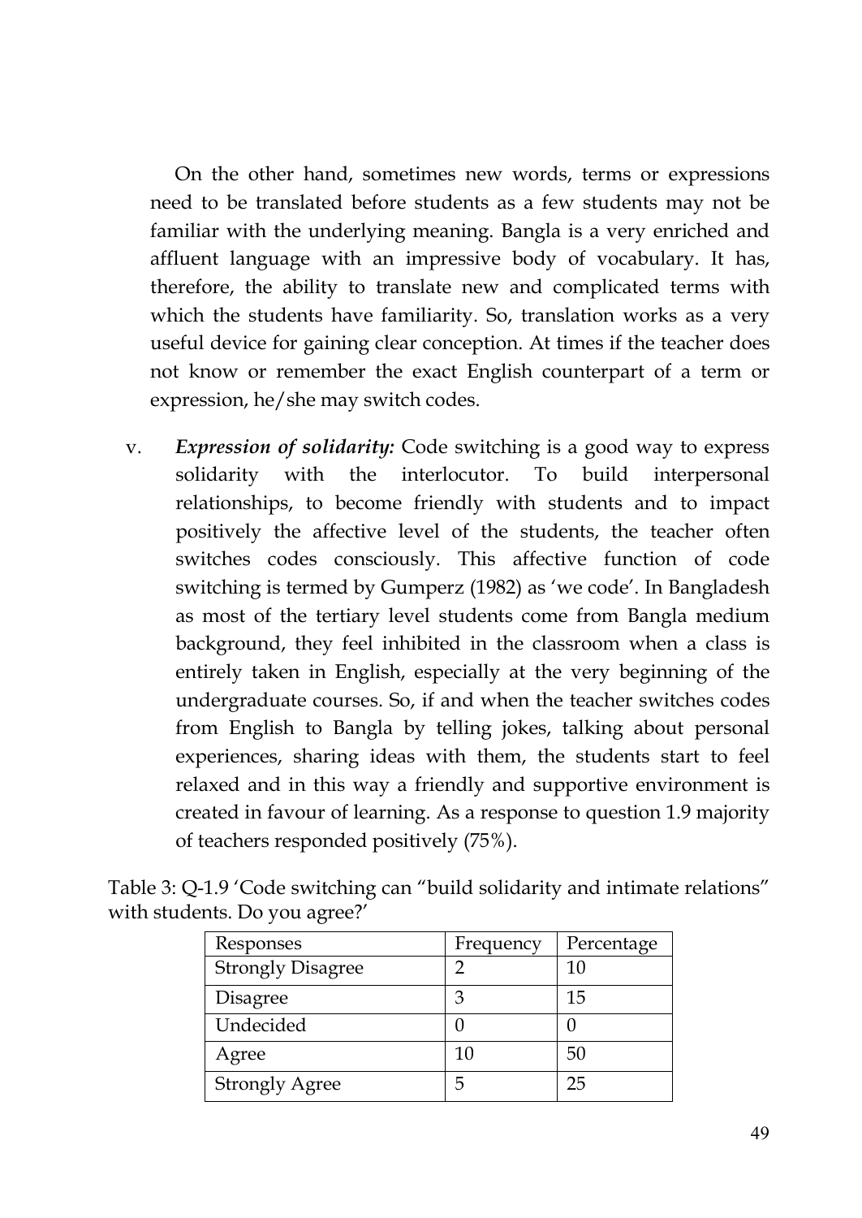On the other hand, sometimes new words, terms or expressions need to be translated before students as a few students may not be familiar with the underlying meaning. Bangla is a very enriched and affluent language with an impressive body of vocabulary. It has, therefore, the ability to translate new and complicated terms with which the students have familiarity. So, translation works as a very useful device for gaining clear conception. At times if the teacher does not know or remember the exact English counterpart of a term or expression, he/she may switch codes.

v. ***Expression of solidarity:*** Code switching is a good way to express solidarity with the interlocutor. To build interpersonal relationships, to become friendly with students and to impact positively the affective level of the students, the teacher often switches codes consciously. This affective function of code switching is termed by Gumperz (1982) as 'we code'. In Bangladesh as most of the tertiary level students come from Bangla medium background, they feel inhibited in the classroom when a class is entirely taken in English, especially at the very beginning of the undergraduate courses. So, if and when the teacher switches codes from English to Bangla by telling jokes, talking about personal experiences, sharing ideas with them, the students start to feel relaxed and in this way a friendly and supportive environment is created in favour of learning. As a response to question 1.9 majority of teachers responded positively (75%).

Table 3: Q-1.9 'Code switching can "build solidarity and intimate relations" with students. Do you agree?'

| Responses | Frequency | Percentage |
|---|---|---|
| Strongly Disagree | 2 | 10 |
| Disagree | 3 | 15 |
| Undecided | 0 | 0 |
| Agree | 10 | 50 |
| Strongly Agree | 5 | 25 |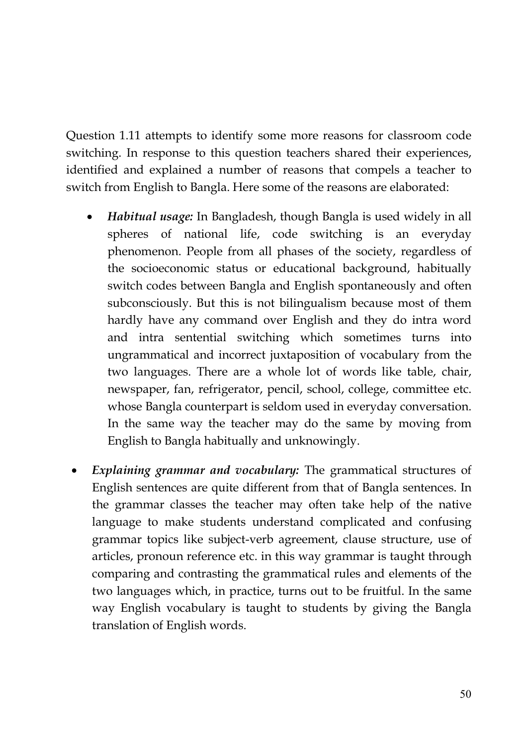Question 1.11 attempts to identify some more reasons for classroom code switching. In response to this question teachers shared their experiences, identified and explained a number of reasons that compels a teacher to switch from English to Bangla. Here some of the reasons are elaborated:

- ***Habitual usage:*** In Bangladesh, though Bangla is used widely in all spheres of national life, code switching is an everyday phenomenon. People from all phases of the society, regardless of the socioeconomic status or educational background, habitually switch codes between Bangla and English spontaneously and often subconsciously. But this is not bilingualism because most of them hardly have any command over English and they do intra word and intra sentential switching which sometimes turns into ungrammatical and incorrect juxtaposition of vocabulary from the two languages. There are a whole lot of words like table, chair, newspaper, fan, refrigerator, pencil, school, college, committee etc. whose Bangla counterpart is seldom used in everyday conversation. In the same way the teacher may do the same by moving from English to Bangla habitually and unknowingly.

- ***Explaining grammar and vocabulary:*** The grammatical structures of English sentences are quite different from that of Bangla sentences. In the grammar classes the teacher may often take help of the native language to make students understand complicated and confusing grammar topics like subject-verb agreement, clause structure, use of articles, pronoun reference etc. in this way grammar is taught through comparing and contrasting the grammatical rules and elements of the two languages which, in practice, turns out to be fruitful. In the same way English vocabulary is taught to students by giving the Bangla translation of English words.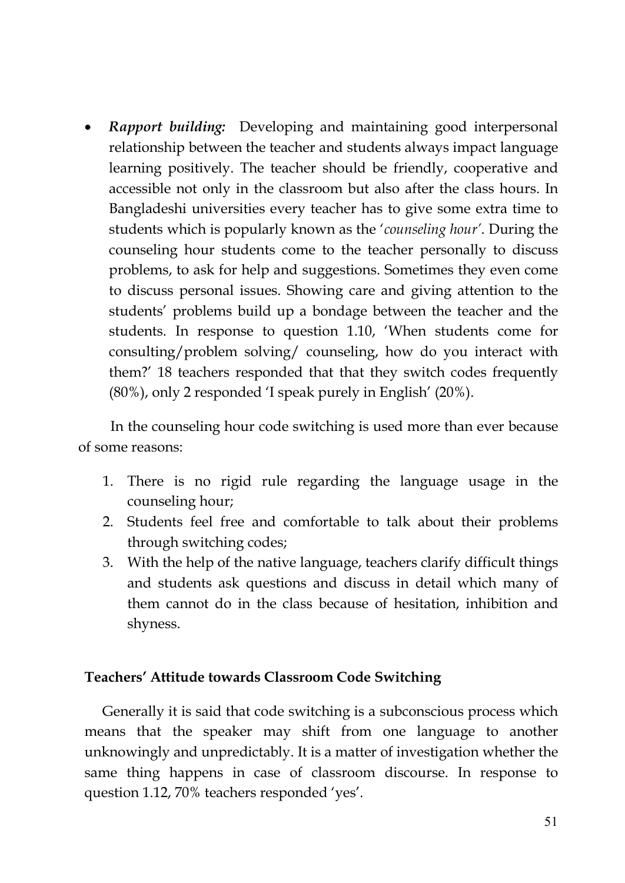- ***Rapport building:*** Developing and maintaining good interpersonal relationship between the teacher and students always impact language learning positively. The teacher should be friendly, cooperative and accessible not only in the classroom but also after the class hours. In Bangladeshi universities every teacher has to give some extra time to students which is popularly known as the '*counseling hour*'. During the counseling hour students come to the teacher personally to discuss problems, to ask for help and suggestions. Sometimes they even come to discuss personal issues. Showing care and giving attention to the students' problems build up a bondage between the teacher and the students. In response to question 1.10, 'When students come for consulting/problem solving/ counseling, how do you interact with them?' 18 teachers responded that that they switch codes frequently (80%), only 2 responded 'I speak purely in English' (20%).

In the counseling hour code switching is used more than ever because of some reasons:

1. There is no rigid rule regarding the language usage in the counseling hour;
2. Students feel free and comfortable to talk about their problems through switching codes;
3. With the help of the native language, teachers clarify difficult things and students ask questions and discuss in detail which many of them cannot do in the class because of hesitation, inhibition and shyness.

**Teachers' Attitude towards Classroom Code Switching**

Generally it is said that code switching is a subconscious process which means that the speaker may shift from one language to another unknowingly and unpredictably. It is a matter of investigation whether the same thing happens in case of classroom discourse. In response to question 1.12, 70% teachers responded 'yes'.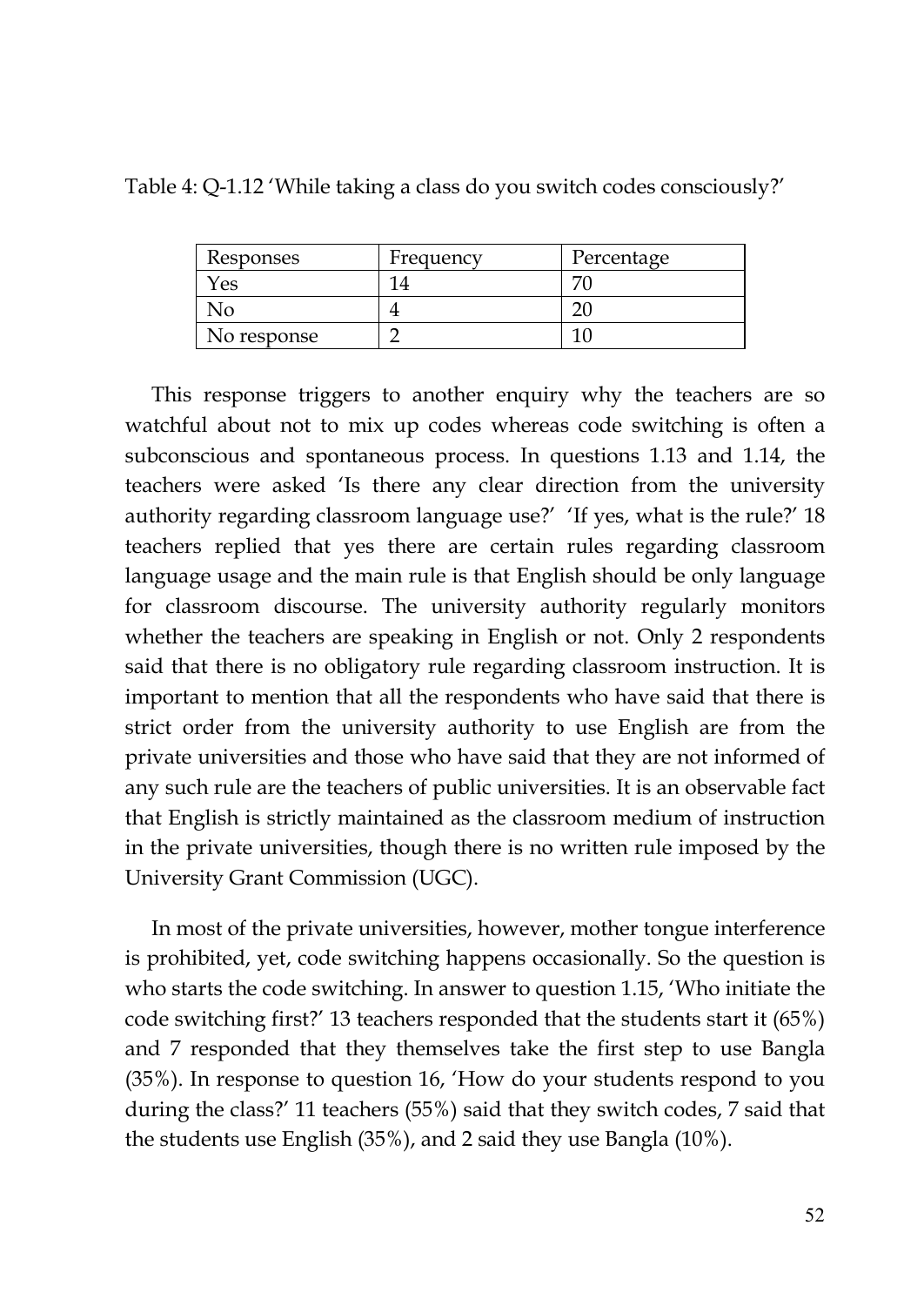Table 4: Q-1.12 'While taking a class do you switch codes consciously?'

| Responses | Frequency | Percentage |
|---|---|---|
| Yes | 14 | 70 |
| No | 4 | 20 |
| No response | 2 | 10 |

This response triggers to another enquiry why the teachers are so watchful about not to mix up codes whereas code switching is often a subconscious and spontaneous process. In questions 1.13 and 1.14, the teachers were asked 'Is there any clear direction from the university authority regarding classroom language use?' 'If yes, what is the rule?' 18 teachers replied that yes there are certain rules regarding classroom language usage and the main rule is that English should be only language for classroom discourse. The university authority regularly monitors whether the teachers are speaking in English or not. Only 2 respondents said that there is no obligatory rule regarding classroom instruction. It is important to mention that all the respondents who have said that there is strict order from the university authority to use English are from the private universities and those who have said that they are not informed of any such rule are the teachers of public universities. It is an observable fact that English is strictly maintained as the classroom medium of instruction in the private universities, though there is no written rule imposed by the University Grant Commission (UGC).

In most of the private universities, however, mother tongue interference is prohibited, yet, code switching happens occasionally. So the question is who starts the code switching. In answer to question 1.15, 'Who initiate the code switching first?' 13 teachers responded that the students start it (65%) and 7 responded that they themselves take the first step to use Bangla (35%). In response to question 16, 'How do your students respond to you during the class?' 11 teachers (55%) said that they switch codes, 7 said that the students use English (35%), and 2 said they use Bangla (10%).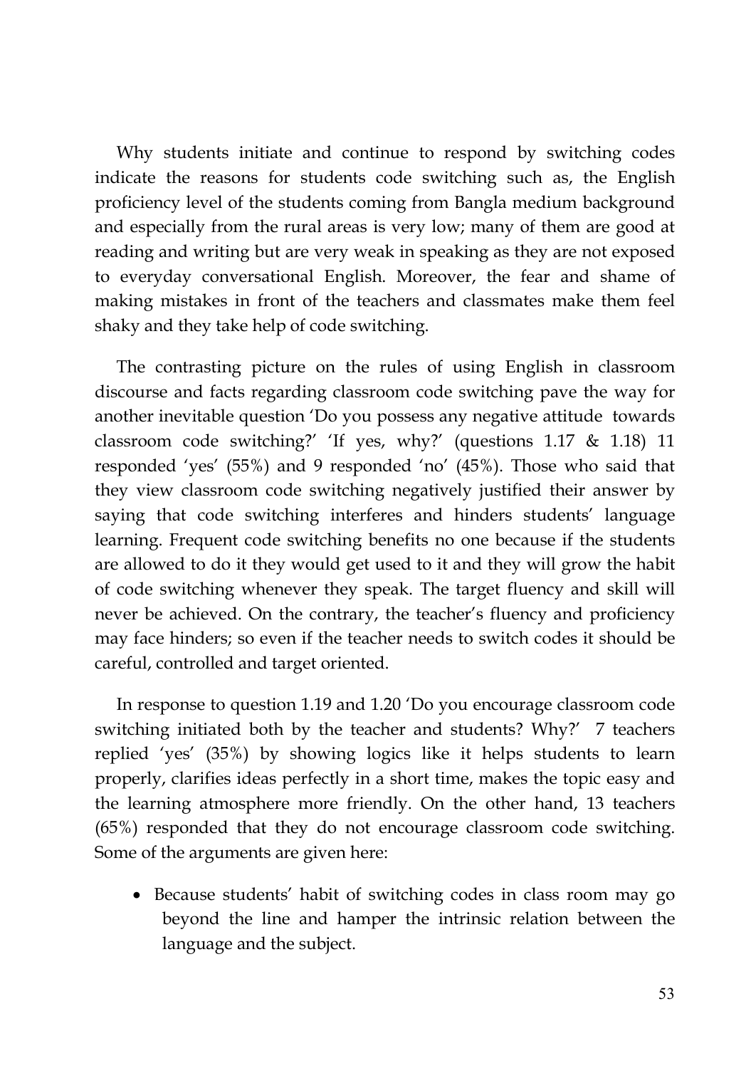Why students initiate and continue to respond by switching codes indicate the reasons for students code switching such as, the English proficiency level of the students coming from Bangla medium background and especially from the rural areas is very low; many of them are good at reading and writing but are very weak in speaking as they are not exposed to everyday conversational English. Moreover, the fear and shame of making mistakes in front of the teachers and classmates make them feel shaky and they take help of code switching.

The contrasting picture on the rules of using English in classroom discourse and facts regarding classroom code switching pave the way for another inevitable question 'Do you possess any negative attitude towards classroom code switching?' 'If yes, why?' (questions 1.17 & 1.18) 11 responded 'yes' (55%) and 9 responded 'no' (45%). Those who said that they view classroom code switching negatively justified their answer by saying that code switching interferes and hinders students' language learning. Frequent code switching benefits no one because if the students are allowed to do it they would get used to it and they will grow the habit of code switching whenever they speak. The target fluency and skill will never be achieved. On the contrary, the teacher's fluency and proficiency may face hinders; so even if the teacher needs to switch codes it should be careful, controlled and target oriented.

In response to question 1.19 and 1.20 'Do you encourage classroom code switching initiated both by the teacher and students? Why?' 7 teachers replied 'yes' (35%) by showing logics like it helps students to learn properly, clarifies ideas perfectly in a short time, makes the topic easy and the learning atmosphere more friendly. On the other hand, 13 teachers (65%) responded that they do not encourage classroom code switching. Some of the arguments are given here:

- Because students' habit of switching codes in class room may go beyond the line and hamper the intrinsic relation between the language and the subject.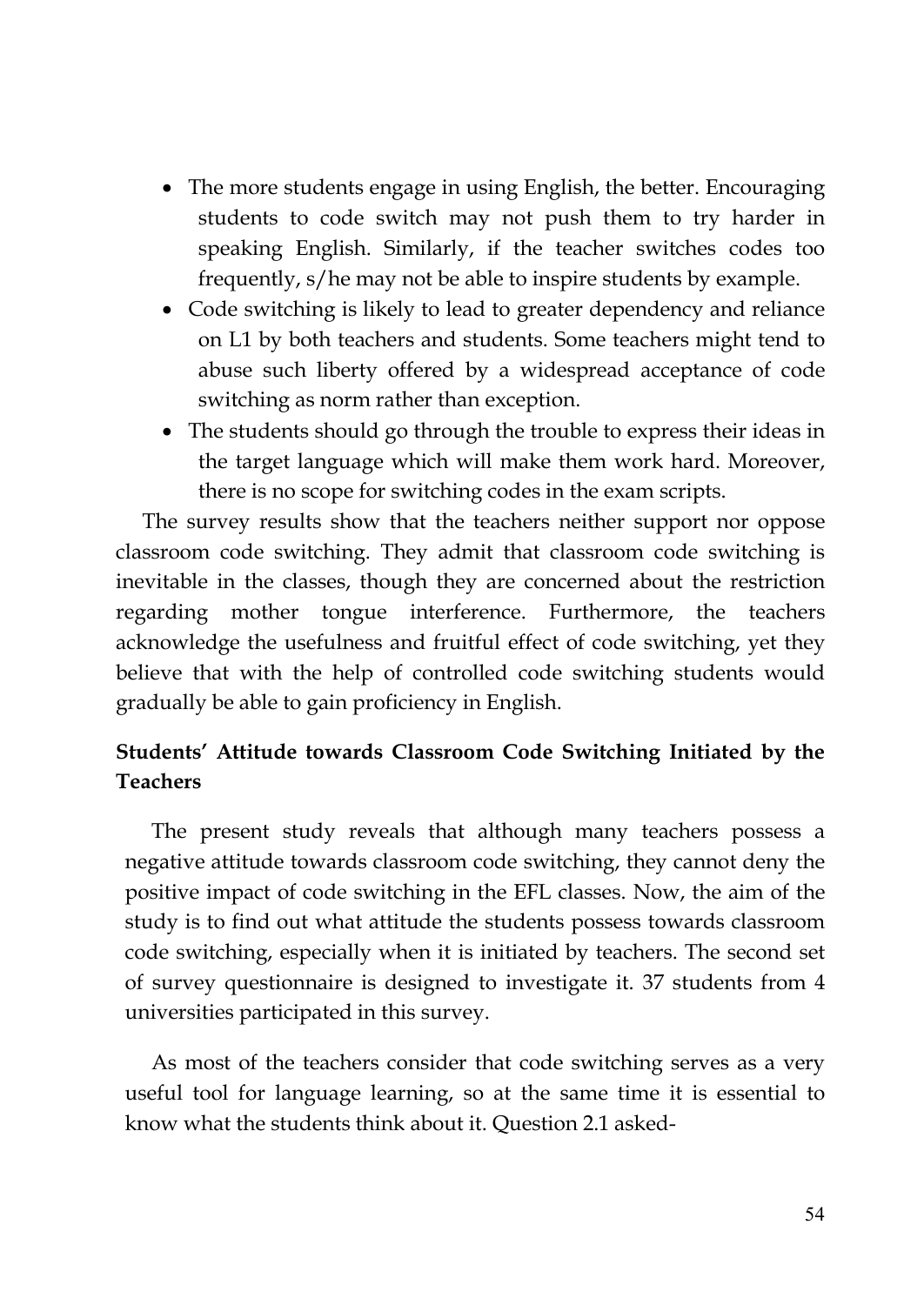- The more students engage in using English, the better. Encouraging students to code switch may not push them to try harder in speaking English. Similarly, if the teacher switches codes too frequently, s/he may not be able to inspire students by example.
- Code switching is likely to lead to greater dependency and reliance on L1 by both teachers and students. Some teachers might tend to abuse such liberty offered by a widespread acceptance of code switching as norm rather than exception.
- The students should go through the trouble to express their ideas in the target language which will make them work hard. Moreover, there is no scope for switching codes in the exam scripts.

The survey results show that the teachers neither support nor oppose classroom code switching. They admit that classroom code switching is inevitable in the classes, though they are concerned about the restriction regarding mother tongue interference. Furthermore, the teachers acknowledge the usefulness and fruitful effect of code switching, yet they believe that with the help of controlled code switching students would gradually be able to gain proficiency in English.

**Students' Attitude towards Classroom Code Switching Initiated by the Teachers**

The present study reveals that although many teachers possess a negative attitude towards classroom code switching, they cannot deny the positive impact of code switching in the EFL classes. Now, the aim of the study is to find out what attitude the students possess towards classroom code switching, especially when it is initiated by teachers. The second set of survey questionnaire is designed to investigate it. 37 students from 4 universities participated in this survey.

As most of the teachers consider that code switching serves as a very useful tool for language learning, so at the same time it is essential to know what the students think about it. Question 2.1 asked-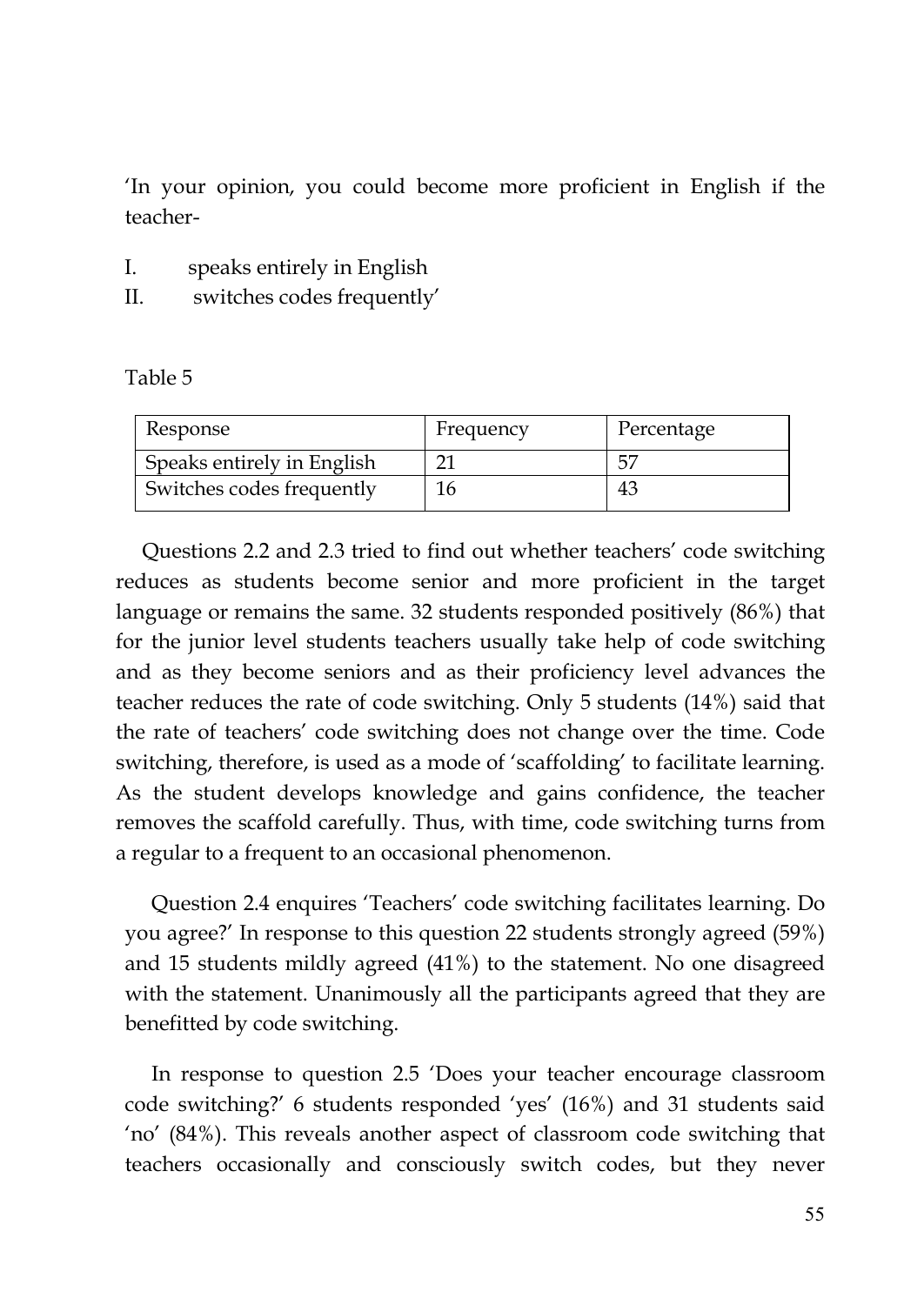'In your opinion, you could become more proficient in English if the teacher-

I. speaks entirely in English
II. switches codes frequently'

Table 5

| Response | Frequency | Percentage |
|---|---|---|
| Speaks entirely in English | 21 | 57 |
| Switches codes frequently | 16 | 43 |

Questions 2.2 and 2.3 tried to find out whether teachers' code switching reduces as students become senior and more proficient in the target language or remains the same. 32 students responded positively (86%) that for the junior level students teachers usually take help of code switching and as they become seniors and as their proficiency level advances the teacher reduces the rate of code switching. Only 5 students (14%) said that the rate of teachers' code switching does not change over the time. Code switching, therefore, is used as a mode of 'scaffolding' to facilitate learning. As the student develops knowledge and gains confidence, the teacher removes the scaffold carefully. Thus, with time, code switching turns from a regular to a frequent to an occasional phenomenon.

Question 2.4 enquires 'Teachers' code switching facilitates learning. Do you agree?' In response to this question 22 students strongly agreed (59%) and 15 students mildly agreed (41%) to the statement. No one disagreed with the statement. Unanimously all the participants agreed that they are benefitted by code switching.

In response to question 2.5 'Does your teacher encourage classroom code switching?' 6 students responded 'yes' (16%) and 31 students said 'no' (84%). This reveals another aspect of classroom code switching that teachers occasionally and consciously switch codes, but they never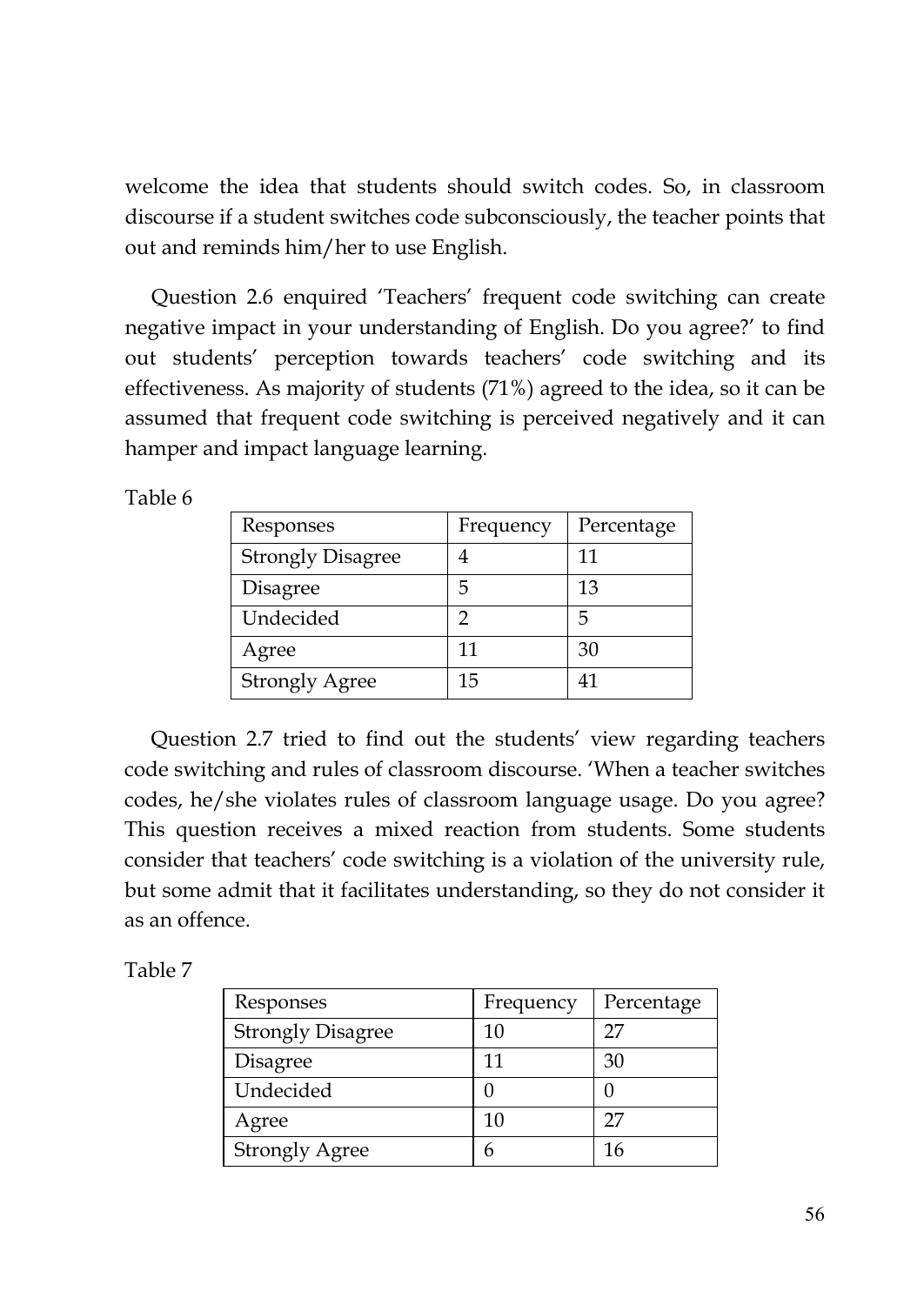welcome the idea that students should switch codes. So, in classroom discourse if a student switches code subconsciously, the teacher points that out and reminds him/her to use English.

Question 2.6 enquired 'Teachers' frequent code switching can create negative impact in your understanding of English. Do you agree?' to find out students' perception towards teachers' code switching and its effectiveness. As majority of students (71%) agreed to the idea, so it can be assumed that frequent code switching is perceived negatively and it can hamper and impact language learning.

Table 6

| Responses | Frequency | Percentage |
|---|---|---|
| Strongly Disagree | 4 | 11 |
| Disagree | 5 | 13 |
| Undecided | 2 | 5 |
| Agree | 11 | 30 |
| Strongly Agree | 15 | 41 |

Question 2.7 tried to find out the students' view regarding teachers code switching and rules of classroom discourse. 'When a teacher switches codes, he/she violates rules of classroom language usage. Do you agree? This question receives a mixed reaction from students. Some students consider that teachers' code switching is a violation of the university rule, but some admit that it facilitates understanding, so they do not consider it as an offence.

Table 7

| Responses | Frequency | Percentage |
|---|---|---|
| Strongly Disagree | 10 | 27 |
| Disagree | 11 | 30 |
| Undecided | 0 | 0 |
| Agree | 10 | 27 |
| Strongly Agree | 6 | 16 |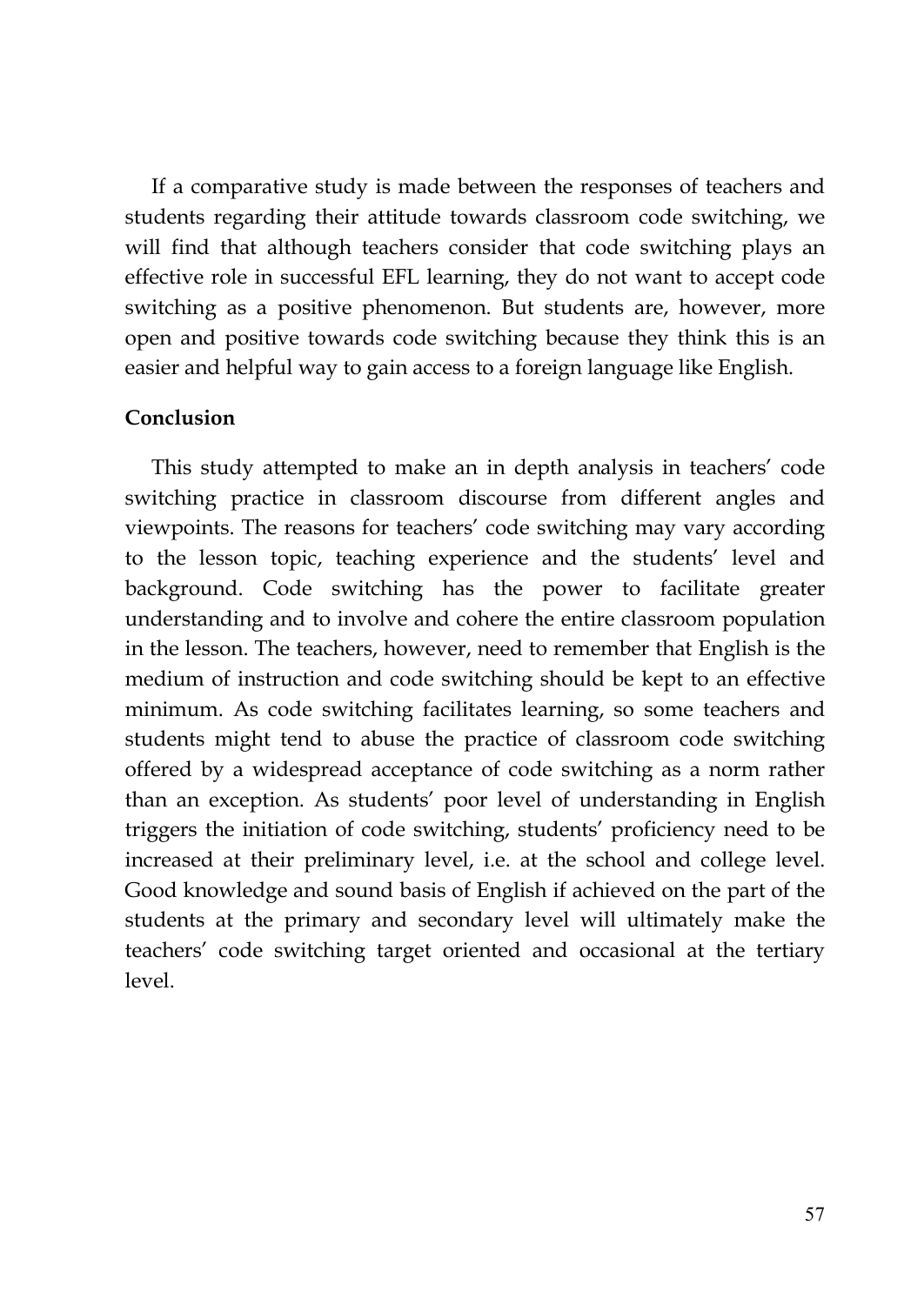If a comparative study is made between the responses of teachers and students regarding their attitude towards classroom code switching, we will find that although teachers consider that code switching plays an effective role in successful EFL learning, they do not want to accept code switching as a positive phenomenon. But students are, however, more open and positive towards code switching because they think this is an easier and helpful way to gain access to a foreign language like English.

**Conclusion**

This study attempted to make an in depth analysis in teachers' code switching practice in classroom discourse from different angles and viewpoints. The reasons for teachers' code switching may vary according to the lesson topic, teaching experience and the students' level and background. Code switching has the power to facilitate greater understanding and to involve and cohere the entire classroom population in the lesson. The teachers, however, need to remember that English is the medium of instruction and code switching should be kept to an effective minimum. As code switching facilitates learning, so some teachers and students might tend to abuse the practice of classroom code switching offered by a widespread acceptance of code switching as a norm rather than an exception. As students' poor level of understanding in English triggers the initiation of code switching, students' proficiency need to be increased at their preliminary level, i.e. at the school and college level. Good knowledge and sound basis of English if achieved on the part of the students at the primary and secondary level will ultimately make the teachers' code switching target oriented and occasional at the tertiary level.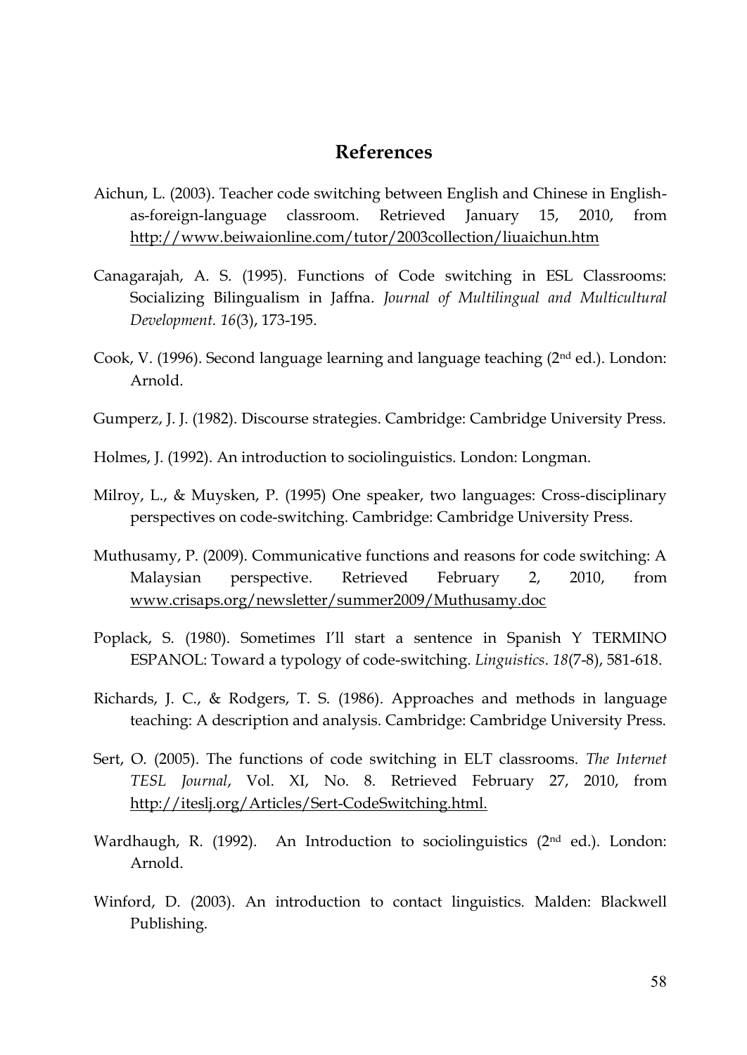## References

Aichun, L. (2003). Teacher code switching between English and Chinese in English-as-foreign-language classroom. Retrieved January 15, 2010, from http://www.beiwaionline.com/tutor/2003collection/liuaichun.htm

Canagarajah, A. S. (1995). Functions of Code switching in ESL Classrooms: Socializing Bilingualism in Jaffna. *Journal of Multilingual and Multicultural Development. 16*(3), 173-195.

Cook, V. (1996). Second language learning and language teaching (2nd ed.). London: Arnold.

Gumperz, J. J. (1982). Discourse strategies. Cambridge: Cambridge University Press.

Holmes, J. (1992). An introduction to sociolinguistics. London: Longman.

Milroy, L., & Muysken, P. (1995) One speaker, two languages: Cross-disciplinary perspectives on code-switching. Cambridge: Cambridge University Press.

Muthusamy, P. (2009). Communicative functions and reasons for code switching: A Malaysian perspective. Retrieved February 2, 2010, from www.crisaps.org/newsletter/summer2009/Muthusamy.doc

Poplack, S. (1980). Sometimes I'll start a sentence in Spanish Y TERMINO ESPANOL: Toward a typology of code-switching. *Linguistics*. *18*(7-8), 581-618.

Richards, J. C., & Rodgers, T. S. (1986). Approaches and methods in language teaching: A description and analysis. Cambridge: Cambridge University Press.

Sert, O. (2005). The functions of code switching in ELT classrooms. *The Internet TESL Journal*, Vol. XI, No. 8. Retrieved February 27, 2010, from http://iteslj.org/Articles/Sert-CodeSwitching.html.

Wardhaugh, R. (1992). An Introduction to sociolinguistics (2nd ed.). London: Arnold.

Winford, D. (2003). An introduction to contact linguistics. Malden: Blackwell Publishing.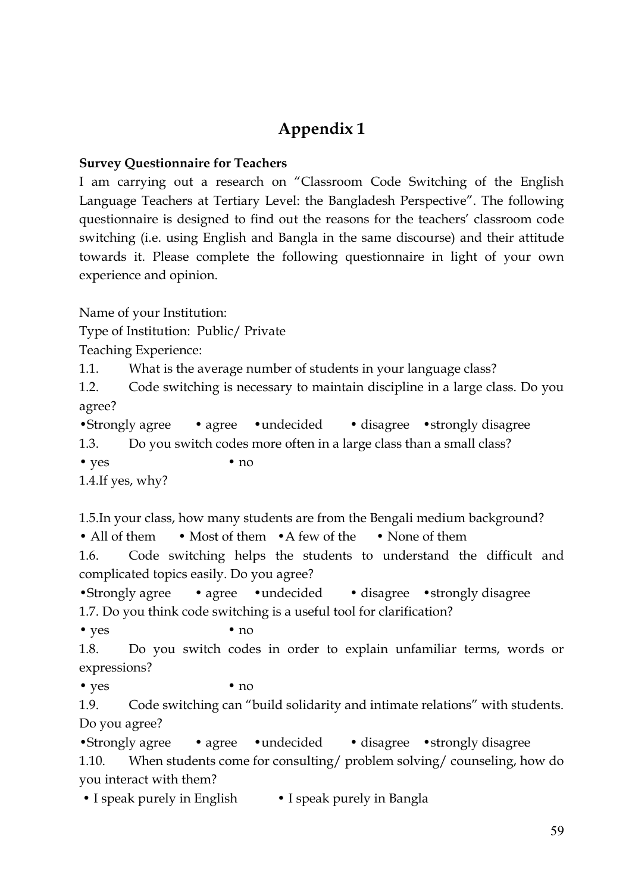# Appendix 1

**Survey Questionnaire for Teachers**

I am carrying out a research on "Classroom Code Switching of the English Language Teachers at Tertiary Level: the Bangladesh Perspective". The following questionnaire is designed to find out the reasons for the teachers' classroom code switching (i.e. using English and Bangla in the same discourse) and their attitude towards it. Please complete the following questionnaire in light of your own experience and opinion.

Name of your Institution:

Type of Institution: Public/ Private

Teaching Experience:

1.1. What is the average number of students in your language class?

1.2. Code switching is necessary to maintain discipline in a large class. Do you agree?

•Strongly agree • agree •undecided • disagree •strongly disagree

1.3. Do you switch codes more often in a large class than a small class?

• yes • no

1.4.If yes, why?

1.5.In your class, how many students are from the Bengali medium background?

• All of them • Most of them •A few of the • None of them

1.6. Code switching helps the students to understand the difficult and complicated topics easily. Do you agree?

•Strongly agree • agree •undecided • disagree •strongly disagree

1.7. Do you think code switching is a useful tool for clarification?

• yes • no

1.8. Do you switch codes in order to explain unfamiliar terms, words or expressions?

• yes • no

1.9. Code switching can "build solidarity and intimate relations" with students. Do you agree?

•Strongly agree • agree •undecided • disagree •strongly disagree

1.10. When students come for consulting/ problem solving/ counseling, how do you interact with them?

• I speak purely in English • I speak purely in Bangla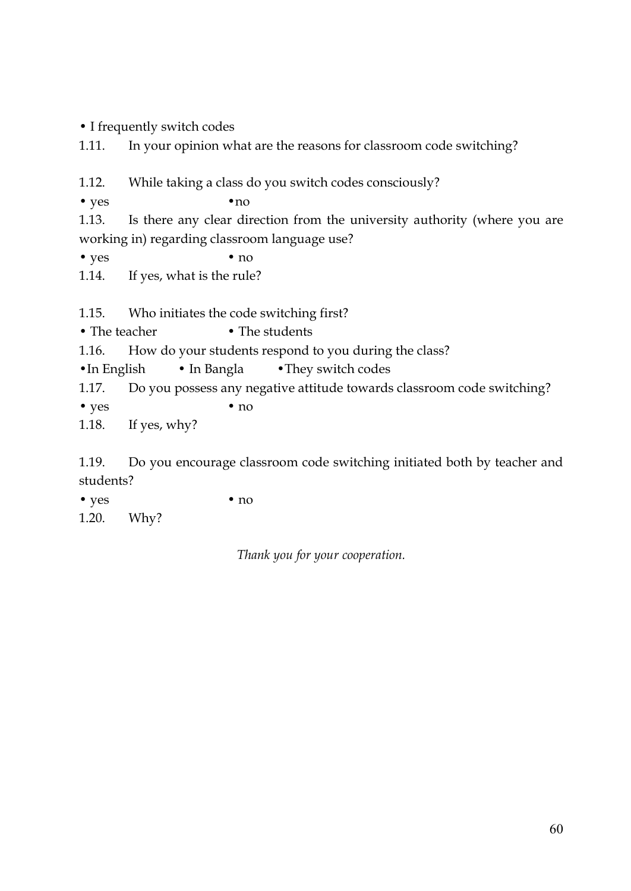• I frequently switch codes

1.11. In your opinion what are the reasons for classroom code switching?

1.12. While taking a class do you switch codes consciously?

• yes •no

1.13. Is there any clear direction from the university authority (where you are working in) regarding classroom language use?

• yes • no

1.14. If yes, what is the rule?

1.15. Who initiates the code switching first?

• The teacher • The students

1.16. How do your students respond to you during the class?

•In English • In Bangla •They switch codes

1.17. Do you possess any negative attitude towards classroom code switching?

• yes • no

1.18. If yes, why?

1.19. Do you encourage classroom code switching initiated both by teacher and students?

• yes • no

1.20. Why?

*Thank you for your cooperation.*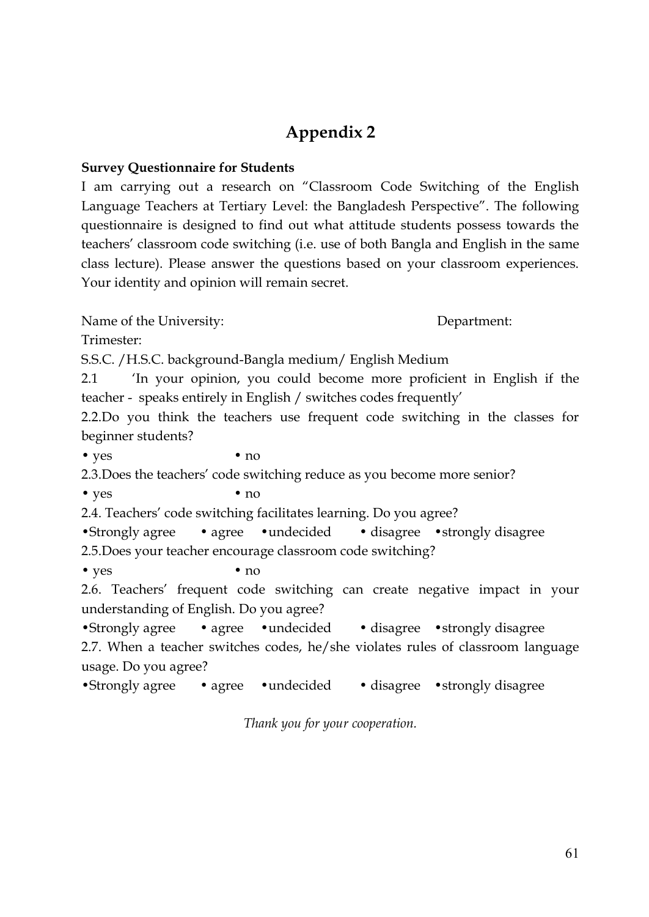# Appendix 2

**Survey Questionnaire for Students**

I am carrying out a research on "Classroom Code Switching of the English Language Teachers at Tertiary Level: the Bangladesh Perspective". The following questionnaire is designed to find out what attitude students possess towards the teachers' classroom code switching (i.e. use of both Bangla and English in the same class lecture). Please answer the questions based on your classroom experiences. Your identity and opinion will remain secret.

Name of the University: Department:

Trimester:

S.S.C. /H.S.C. background-Bangla medium/ English Medium

2.1 'In your opinion, you could become more proficient in English if the teacher - speaks entirely in English / switches codes frequently'

2.2.Do you think the teachers use frequent code switching in the classes for beginner students?

• yes • no

2.3.Does the teachers' code switching reduce as you become more senior?

• yes • no

2.4. Teachers' code switching facilitates learning. Do you agree?

•Strongly agree • agree •undecided • disagree •strongly disagree

2.5.Does your teacher encourage classroom code switching?

• yes • no

2.6. Teachers' frequent code switching can create negative impact in your understanding of English. Do you agree?

•Strongly agree • agree •undecided • disagree •strongly disagree

2.7. When a teacher switches codes, he/she violates rules of classroom language usage. Do you agree?

•Strongly agree • agree •undecided • disagree •strongly disagree

*Thank you for your cooperation.*